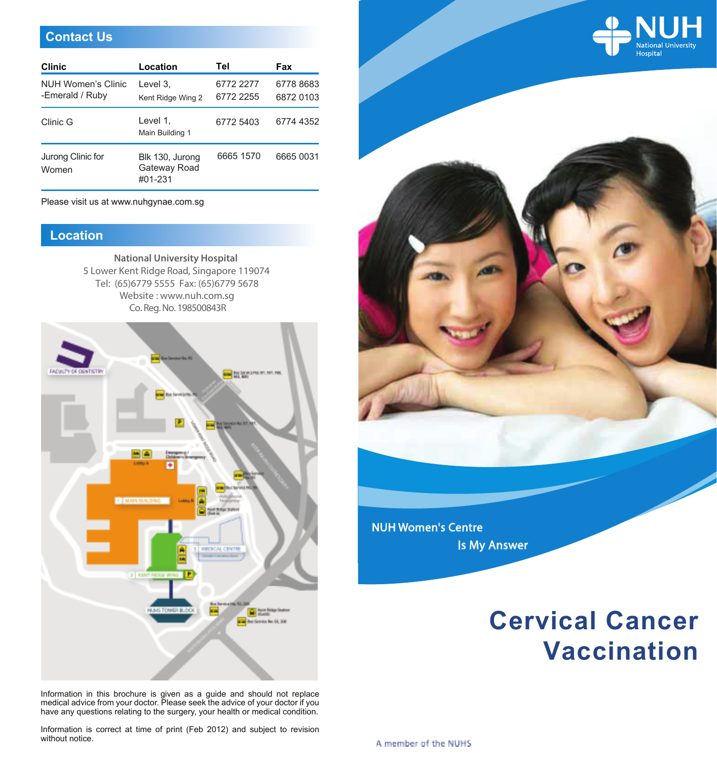## Contact Us

| Clinic | Location | Tel | Fax |
|---|---|---|---|
| NUH Women's Clinic -Emerald / Ruby | Level 3, Kent Ridge Wing 2 | 6772 2277<br>6772 2255 | 6778 8683<br>6872 0103 |
| Clinic G | Level 1, Main Building 1 | 6772 5403 | 6774 4352 |
| Jurong Clinic for Women | Blk 130, Jurong Gateway Road #01-231 | 6665 1570 | 6665 0031 |

Please visit us at www.nuhgynae.com.sg

## Location

**National University Hospital**
5 Lower Kent Ridge Road, Singapore 119074
Tel: (65)6779 5555 Fax: (65)6779 5678
Website : www.nuh.com.sg
Co. Reg. No. 198500843R

Information in this brochure is given as a guide and should not replace medical advice from your doctor. Please seek the advice of your doctor if you have any questions relating to the surgery, your health or medical condition.

Information is correct at time of print (Feb 2012) and subject to revision without notice.

NUH National University Hospital

NUH Women's Centre
Is My Answer

# Cervical Cancer Vaccination

A member of the NUHS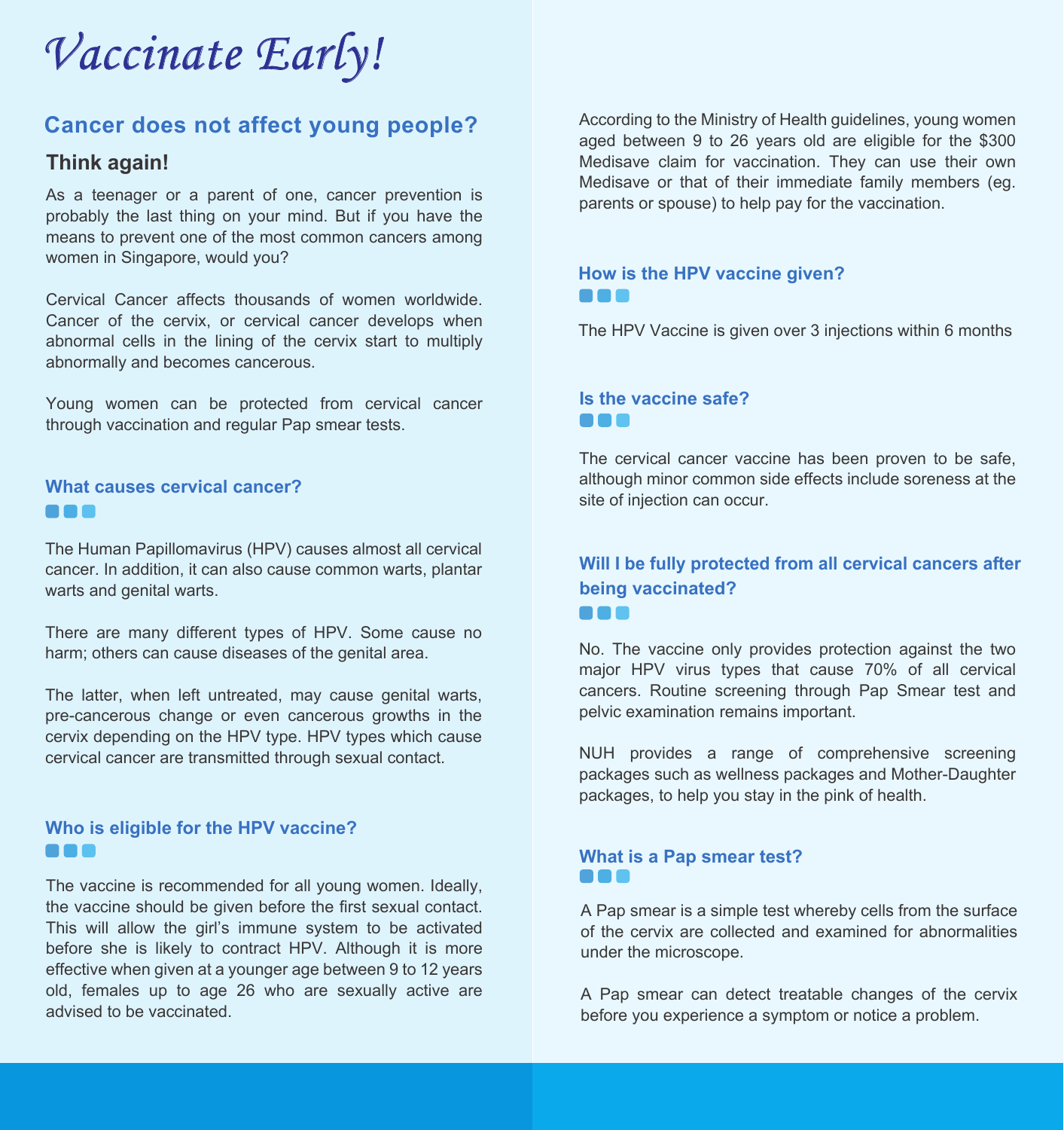# *Vaccinate Early!*

## Cancer does not affect young people?

### Think again!

As a teenager or a parent of one, cancer prevention is probably the last thing on your mind. But if you have the means to prevent one of the most common cancers among women in Singapore, would you?

Cervical Cancer affects thousands of women worldwide. Cancer of the cervix, or cervical cancer develops when abnormal cells in the lining of the cervix start to multiply abnormally and becomes cancerous.

Young women can be protected from cervical cancer through vaccination and regular Pap smear tests.

### What causes cervical cancer?

The Human Papillomavirus (HPV) causes almost all cervical cancer. In addition, it can also cause common warts, plantar warts and genital warts.

There are many different types of HPV. Some cause no harm; others can cause diseases of the genital area.

The latter, when left untreated, may cause genital warts, pre-cancerous change or even cancerous growths in the cervix depending on the HPV type. HPV types which cause cervical cancer are transmitted through sexual contact.

### Who is eligible for the HPV vaccine?

The vaccine is recommended for all young women. Ideally, the vaccine should be given before the first sexual contact. This will allow the girl's immune system to be activated before she is likely to contract HPV. Although it is more effective when given at a younger age between 9 to 12 years old, females up to age 26 who are sexually active are advised to be vaccinated.

According to the Ministry of Health guidelines, young women aged between 9 to 26 years old are eligible for the $300 Medisave claim for vaccination. They can use their own Medisave or that of their immediate family members (eg. parents or spouse) to help pay for the vaccination.

### How is the HPV vaccine given?

The HPV Vaccine is given over 3 injections within 6 months

### Is the vaccine safe?

The cervical cancer vaccine has been proven to be safe, although minor common side effects include soreness at the site of injection can occur.

### Will I be fully protected from all cervical cancers after being vaccinated?

No. The vaccine only provides protection against the two major HPV virus types that cause 70% of all cervical cancers. Routine screening through Pap Smear test and pelvic examination remains important.

NUH provides a range of comprehensive screening packages such as wellness packages and Mother-Daughter packages, to help you stay in the pink of health.

### What is a Pap smear test?

A Pap smear is a simple test whereby cells from the surface of the cervix are collected and examined for abnormalities under the microscope.

A Pap smear can detect treatable changes of the cervix before you experience a symptom or notice a problem.